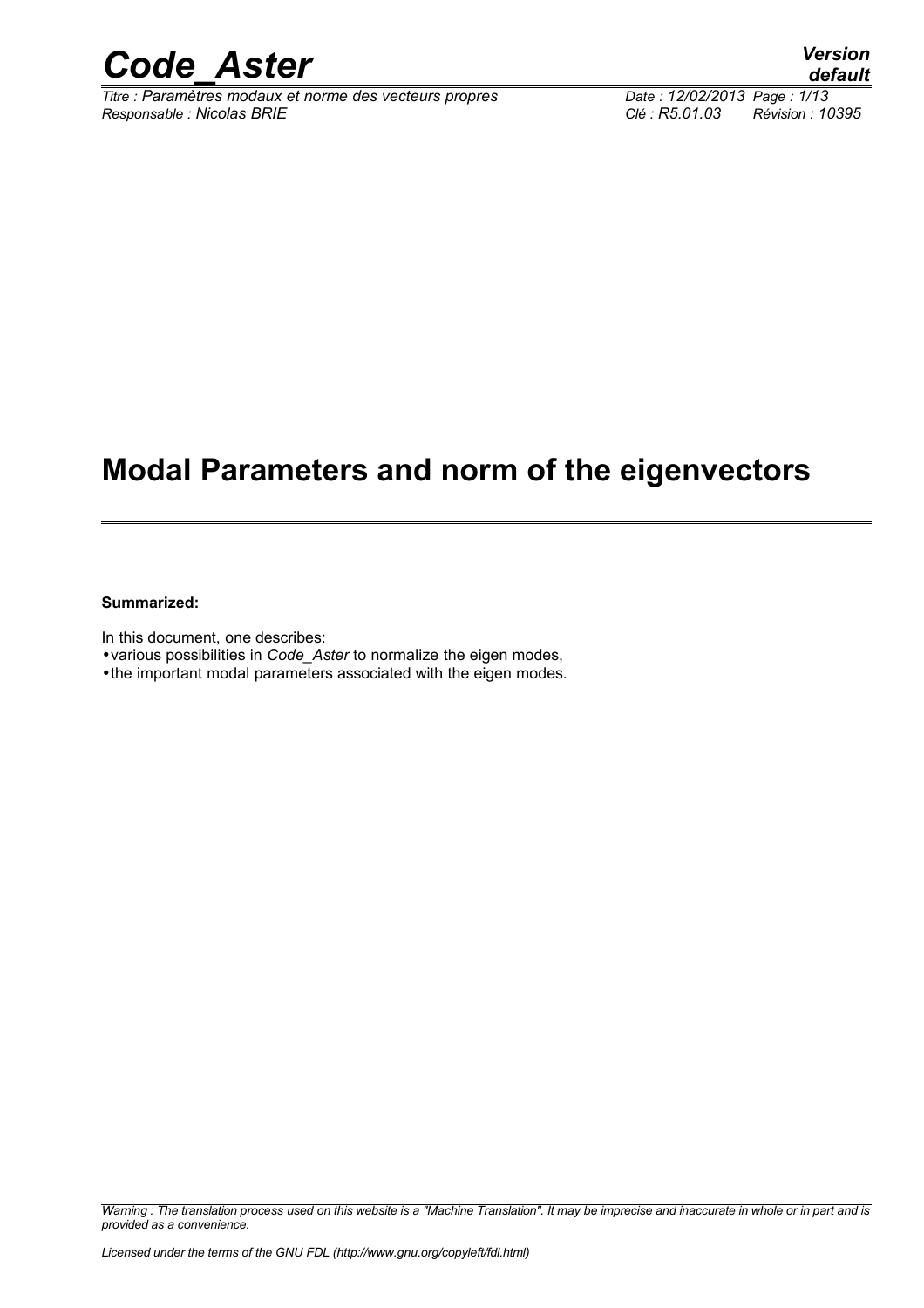# Modal Parameters and norm of the eigenvectors

**Summarized:**

In this document, one describes:

- various possibilities in *Code_Aster* to normalize the eigen modes,
- the important modal parameters associated with the eigen modes.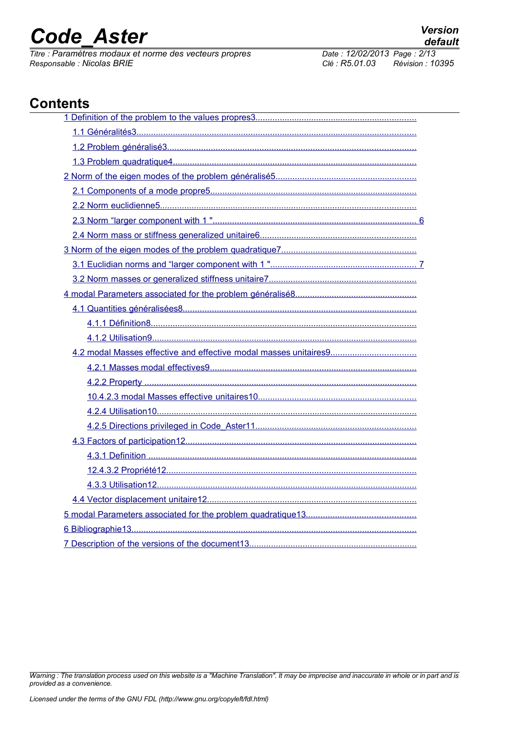## Contents

- 1 Definition of the problem to the values propres3
  - 1.1 Généralités3
  - 1.2 Problem généralisé3
  - 1.3 Problem quadratique4
- 2 Norm of the eigen modes of the problem généralisé5
  - 2.1 Components of a mode propre5
  - 2.2 Norm euclidienne5
  - 2.3 Norm “larger component with 1 " 6
  - 2.4 Norm mass or stiffness generalized unitaire6
- 3 Norm of the eigen modes of the problem quadratique7
  - 3.1 Euclidian norms and “larger component with 1 " 7
  - 3.2 Norm masses or generalized stiffness unitaire7
- 4 modal Parameters associated for the problem généralisé8
  - 4.1 Quantities généralisées8
    - 4.1.1 Définition8
    - 4.1.2 Utilisation9
  - 4.2 modal Masses effective and effective modal masses unitaires9
    - 4.2.1 Masses modal effectives9
    - 4.2.2 Property
    - 10.4.2.3 modal Masses effective unitaires10
    - 4.2.4 Utilisation10
    - 4.2.5 Directions privileged in Code_Aster11
  - 4.3 Factors of participation12
    - 4.3.1 Definition
    - 12.4.3.2 Propriété12
    - 4.3.3 Utilisation12
  - 4.4 Vector displacement unitaire12
- 5 modal Parameters associated for the problem quadratique13
- 6 Bibliographie13
- 7 Description of the versions of the document13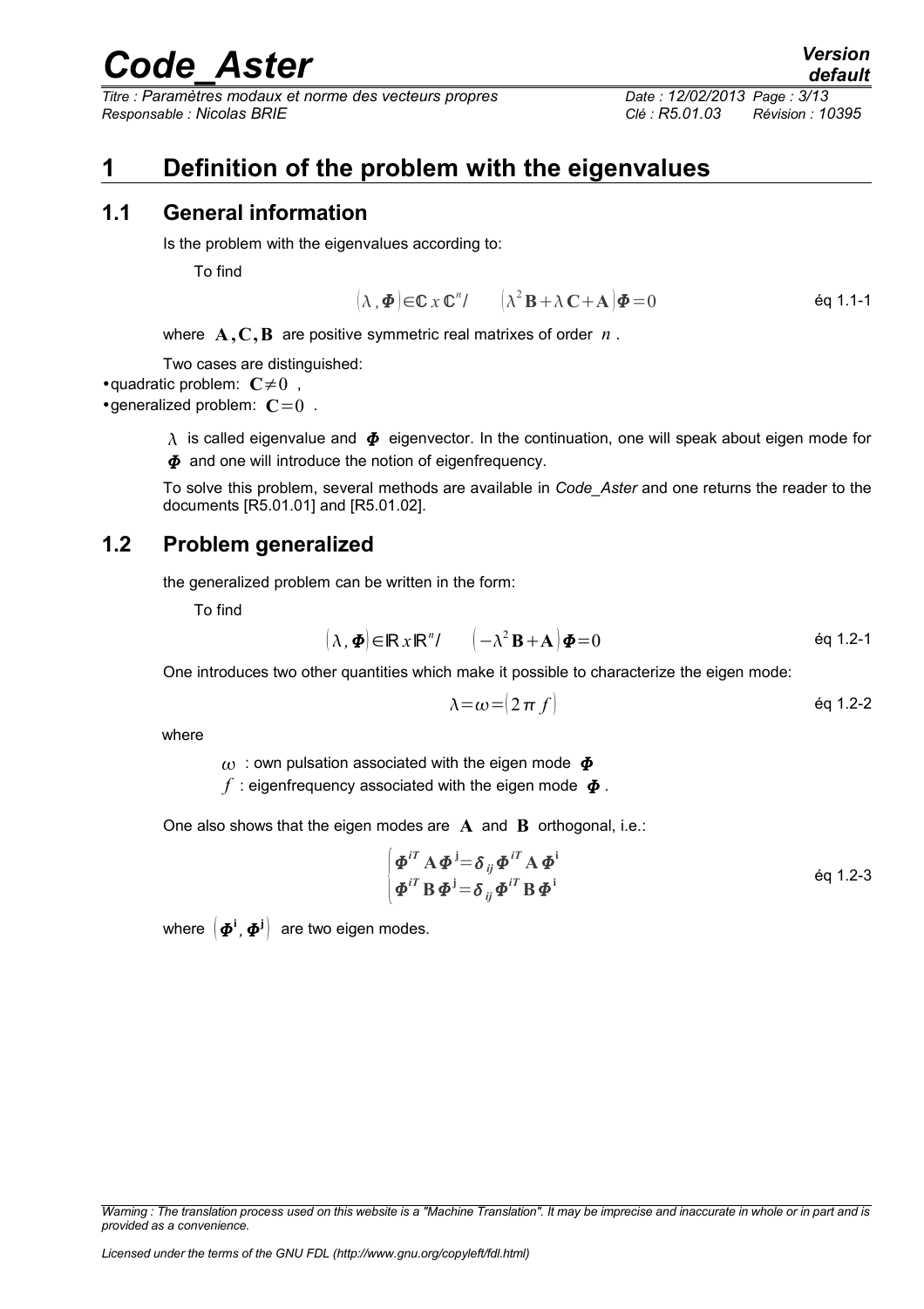# 1 Definition of the problem with the eigenvalues

## 1.1 General information

Is the problem with the eigenvalues according to:

To find

$$(\lambda, \boldsymbol{\Phi}) \in \mathbb{C} \, x \, \mathbb{C}^n / \qquad (\lambda^2 \mathbf{B} + \lambda \mathbf{C} + \mathbf{A}) \boldsymbol{\Phi} = 0 \qquad \text{éq 1.1-1}$$

where $\mathbf{A}, \mathbf{C}, \mathbf{B}$ are positive symmetric real matrixes of order $n$.

Two cases are distinguished:

- quadratic problem: $\mathbf{C} \neq 0$ ,
- generalized problem: $\mathbf{C} = 0$ .

$\lambda$ is called eigenvalue and $\boldsymbol{\Phi}$ eigenvector. In the continuation, one will speak about eigen mode for $\boldsymbol{\Phi}$ and one will introduce the notion of eigenfrequency.

To solve this problem, several methods are available in *Code_Aster* and one returns the reader to the documents [R5.01.01] and [R5.01.02].

## 1.2 Problem generalized

the generalized problem can be written in the form:

To find

$$(\lambda, \boldsymbol{\Phi}) \in \mathbb{R} \, x \, \mathbb{R}^n / \qquad (-\lambda^2 \mathbf{B} + \mathbf{A}) \boldsymbol{\Phi} = 0 \qquad \text{éq 1.2-1}$$

One introduces two other quantities which make it possible to characterize the eigen mode:

$$\lambda = \omega = (2 \pi f) \qquad \text{éq 1.2-2}$$

where

$\omega$ : own pulsation associated with the eigen mode $\boldsymbol{\Phi}$

$f$ : eigenfrequency associated with the eigen mode $\boldsymbol{\Phi}$ .

One also shows that the eigen modes are $\mathbf{A}$ and $\mathbf{B}$ orthogonal, i.e.:

$$\begin{cases} \boldsymbol{\Phi}^{iT} \mathbf{A} \boldsymbol{\Phi}^{\mathbf{j}} = \delta_{ij} \boldsymbol{\Phi}^{iT} \mathbf{A} \boldsymbol{\Phi}^{\mathbf{i}} \\ \boldsymbol{\Phi}^{iT} \mathbf{B} \boldsymbol{\Phi}^{\mathbf{j}} = \delta_{ij} \boldsymbol{\Phi}^{iT} \mathbf{B} \boldsymbol{\Phi}^{\mathbf{i}} \end{cases} \qquad \text{éq 1.2-3}$$

where $(\boldsymbol{\Phi}^{\mathbf{i}}, \boldsymbol{\Phi}^{\mathbf{j}})$ are two eigen modes.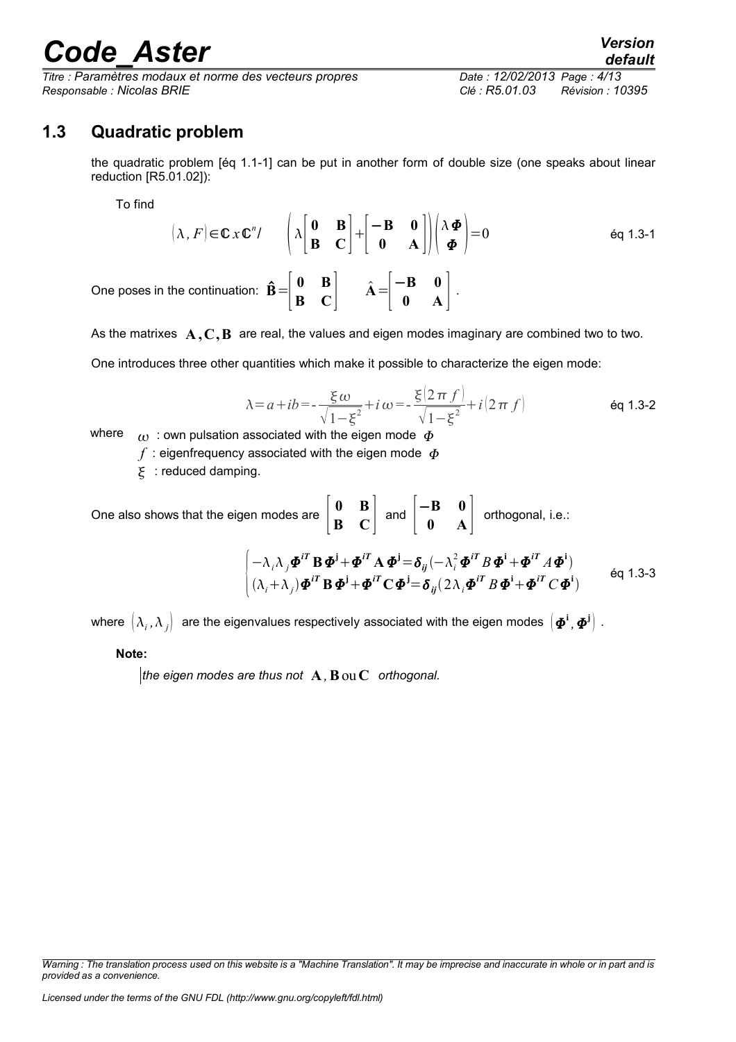## 1.3 Quadratic problem

the quadratic problem [éq 1.1-1] can be put in another form of double size (one speaks about linear reduction [R5.01.02]):

To find

$$(\lambda, F) \in \mathbb{C} \, x \, \mathbb{C}^n / \quad \left( \lambda \begin{bmatrix} \mathbf{0} & \mathbf{B} \\ \mathbf{B} & \mathbf{C} \end{bmatrix} + \begin{bmatrix} -\mathbf{B} & \mathbf{0} \\ \mathbf{0} & \mathbf{A} \end{bmatrix} \right) \begin{pmatrix} \lambda \boldsymbol{\Phi} \\ \boldsymbol{\Phi} \end{pmatrix} = 0 \qquad \text{éq 1.3-1}$$

One poses in the continuation: $\hat{\mathbf{B}} = \begin{bmatrix} \mathbf{0} & \mathbf{B} \\ \mathbf{B} & \mathbf{C} \end{bmatrix} \quad \hat{\mathbf{A}} = \begin{bmatrix} -\mathbf{B} & \mathbf{0} \\ \mathbf{0} & \mathbf{A} \end{bmatrix}$.

As the matrixes $\mathbf{A}, \mathbf{C}, \mathbf{B}$ are real, the values and eigen modes imaginary are combined two to two.

One introduces three other quantities which make it possible to characterize the eigen mode:

$$\lambda = a + ib = -\frac{\xi \omega}{\sqrt{1-\xi^2}} + i\omega = -\frac{\xi (2\pi f)}{\sqrt{1-\xi^2}} + i(2\pi f) \qquad \text{éq 1.3-2}$$

where $\omega$ : own pulsation associated with the eigen mode $\Phi$

$f$ : eigenfrequency associated with the eigen mode $\Phi$

$\xi$ : reduced damping.

One also shows that the eigen modes are $\begin{bmatrix} \mathbf{0} & \mathbf{B} \\ \mathbf{B} & \mathbf{C} \end{bmatrix}$ and $\begin{bmatrix} -\mathbf{B} & \mathbf{0} \\ \mathbf{0} & \mathbf{A} \end{bmatrix}$ orthogonal, i.e.:

$$\begin{cases} -\lambda_i \lambda_j \boldsymbol{\Phi}^{iT} \mathbf{B} \boldsymbol{\Phi}^{\mathbf{j}} + \boldsymbol{\Phi}^{iT} \mathbf{A} \boldsymbol{\Phi}^{\mathbf{j}} = \boldsymbol{\delta}_{ij} (-\lambda_i^2 \boldsymbol{\Phi}^{iT} B \boldsymbol{\Phi}^{\mathbf{i}} + \boldsymbol{\Phi}^{iT} A \boldsymbol{\Phi}^{\mathbf{i}}) \\ (\lambda_i + \lambda_j) \boldsymbol{\Phi}^{iT} \mathbf{B} \boldsymbol{\Phi}^{\mathbf{j}} + \boldsymbol{\Phi}^{iT} \mathbf{C} \boldsymbol{\Phi}^{\mathbf{j}} = \boldsymbol{\delta}_{ij} (2\lambda_i \boldsymbol{\Phi}^{iT} B \boldsymbol{\Phi}^{\mathbf{i}} + \boldsymbol{\Phi}^{iT} C \boldsymbol{\Phi}^{\mathbf{i}}) \end{cases} \qquad \text{éq 1.3-3}$$

where $(\lambda_i, \lambda_j)$ are the eigenvalues respectively associated with the eigen modes $(\boldsymbol{\Phi}^{\mathbf{i}}, \boldsymbol{\Phi}^{\mathbf{j}})$.

**Note:**

*the eigen modes are thus not* $\mathbf{A}, \mathbf{B}$ ou $\mathbf{C}$ *orthogonal.*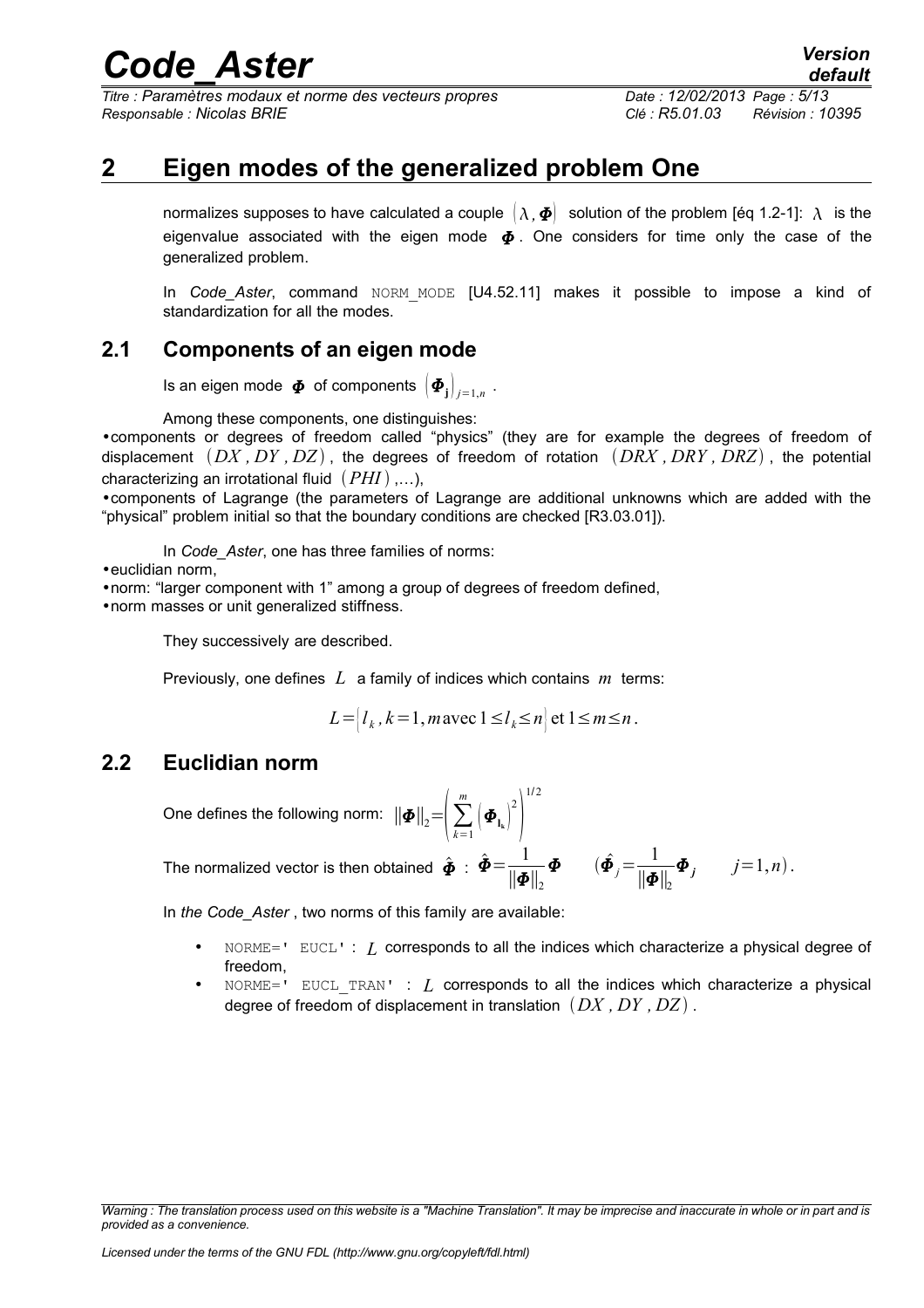# 2 Eigen modes of the generalized problem One

normalizes supposes to have calculated a couple $(\lambda, \boldsymbol{\Phi})$ solution of the problem [éq 1.2-1]: $\lambda$ is the eigenvalue associated with the eigen mode $\boldsymbol{\Phi}$. One considers for time only the case of the generalized problem.

In *Code_Aster*, command NORM_MODE [U4.52.11] makes it possible to impose a kind of standardization for all the modes.

## 2.1 Components of an eigen mode

Is an eigen mode $\boldsymbol{\Phi}$ of components $(\boldsymbol{\Phi}_{\mathbf{j}})_{j=1,n}$.

Among these components, one distinguishes:

- components or degrees of freedom called "physics" (they are for example the degrees of freedom of displacement $(DX, DY, DZ)$, the degrees of freedom of rotation $(DRX, DRY, DRZ)$, the potential characterizing an irrotational fluid $(PHI)$,…),
- components of Lagrange (the parameters of Lagrange are additional unknowns which are added with the "physical" problem initial so that the boundary conditions are checked [R3.03.01]).

In *Code_Aster*, one has three families of norms:

- euclidian norm,
- norm: "larger component with 1" among a group of degrees of freedom defined,
- norm masses or unit generalized stiffness.

They successively are described.

Previously, one defines $L$ a family of indices which contains $m$ terms:

$$L = \{ l_k, k=1, m \text{ avec } 1 \leq l_k \leq n \} \text{ et } 1 \leq m \leq n.$$

## 2.2 Euclidian norm

One defines the following norm: $\|\boldsymbol{\Phi}\|_2 = \left( \sum_{k=1}^{m} \left( \boldsymbol{\Phi}_{\mathbf{l_k}} \right)^2 \right)^{1/2}$

The normalized vector is then obtained $\hat{\boldsymbol{\Phi}}$ : $\hat{\boldsymbol{\Phi}} = \frac{1}{\|\boldsymbol{\Phi}\|_2} \boldsymbol{\Phi} \qquad (\hat{\boldsymbol{\Phi}}_j = \frac{1}{\|\boldsymbol{\Phi}\|_2} \boldsymbol{\Phi}_j \qquad j=1,n).$

In *the Code_Aster* , two norms of this family are available:

- NORME=' EUCL' : $L$ corresponds to all the indices which characterize a physical degree of freedom,
- NORME=' EUCL_TRAN' : $L$ corresponds to all the indices which characterize a physical degree of freedom of displacement in translation $(DX, DY, DZ)$.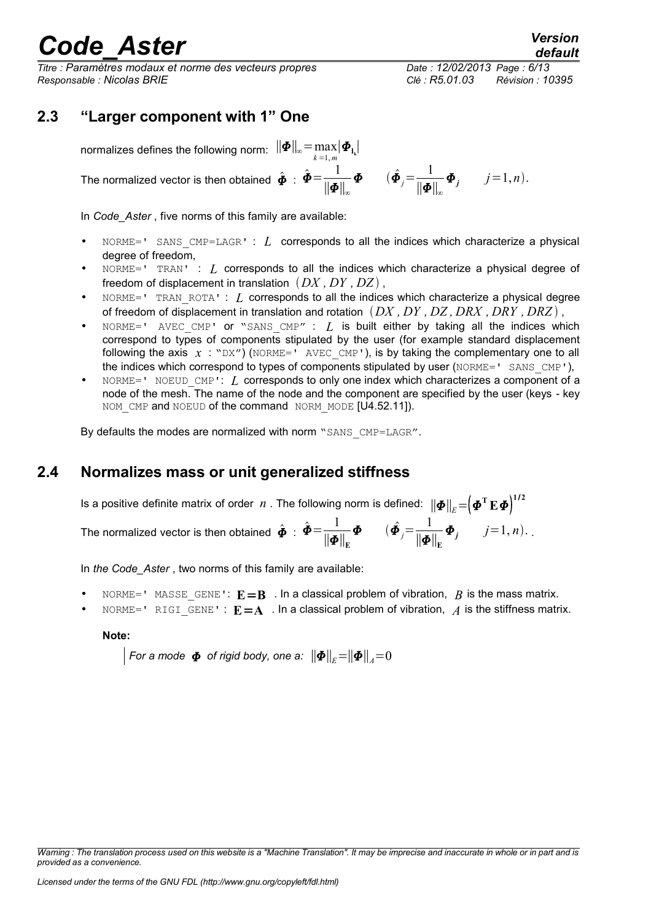## 2.3 "Larger component with 1" One

normalizes defines the following norm: $\|\boldsymbol{\Phi}\|_{\infty}=\max_{k=1,m}|\boldsymbol{\Phi}_{l_k}|$

The normalized vector is then obtained $\hat{\boldsymbol{\Phi}}$ : $\hat{\boldsymbol{\Phi}}=\frac{1}{\|\boldsymbol{\Phi}\|_{\infty}}\boldsymbol{\Phi} \qquad (\hat{\boldsymbol{\Phi}}_j=\frac{1}{\|\boldsymbol{\Phi}\|_{\infty}}\boldsymbol{\Phi}_j \qquad j=1,n).$

In *Code_Aster* , five norms of this family are available:

- NORME=' SANS_CMP=LAGR' : $L$ corresponds to all the indices which characterize a physical degree of freedom,
- NORME=' TRAN' : $L$ corresponds to all the indices which characterize a physical degree of freedom of displacement in translation $(DX, DY, DZ)$,
- NORME=' TRAN_ROTA' : $L$ corresponds to all the indices which characterize a physical degree of freedom of displacement in translation and rotation $(DX, DY, DZ, DRX, DRY, DRZ)$,
- NORME=' AVEC_CMP' or "SANS_CMP" : $L$ is built either by taking all the indices which correspond to types of components stipulated by the user (for example standard displacement following the axis $x$ : "DX") (NORME=' AVEC_CMP'), is by taking the complementary one to all the indices which correspond to types of components stipulated by user (NORME=' SANS_CMP'),
- NORME=' NOEUD_CMP': $L$ corresponds to only one index which characterizes a component of a node of the mesh. The name of the node and the component are specified by the user (keys - key NOM_CMP and NOEUD of the command NORM_MODE [U4.52.11]).

By defaults the modes are normalized with norm "SANS_CMP=LAGR".

## 2.4 Normalizes mass or unit generalized stiffness

Is a positive definite matrix of order $n$ . The following norm is defined: $\|\boldsymbol{\Phi}\|_E=\left(\boldsymbol{\Phi}^{\mathbf{T}}\mathbf{E}\boldsymbol{\Phi}\right)^{1/2}$

The normalized vector is then obtained $\hat{\boldsymbol{\Phi}}$ : $\hat{\boldsymbol{\Phi}}=\frac{1}{\|\boldsymbol{\Phi}\|_{\mathbf{E}}}\boldsymbol{\Phi} \qquad (\hat{\boldsymbol{\Phi}}_j=\frac{1}{\|\boldsymbol{\Phi}\|_{\mathbf{E}}}\boldsymbol{\Phi}_j \qquad j=1,n).$ .

In *the Code_Aster* , two norms of this family are available:

- NORME=' MASSE_GENE': $\mathbf{E}=\mathbf{B}$ . In a classical problem of vibration, $B$ is the mass matrix.
- NORME=' RIGI_GENE' : $\mathbf{E}=\mathbf{A}$ . In a classical problem of vibration, $A$ is the stiffness matrix.

**Note:**

*For a mode* $\boldsymbol{\Phi}$ *of rigid body, one a:* $\|\boldsymbol{\Phi}\|_E=\|\boldsymbol{\Phi}\|_A=0$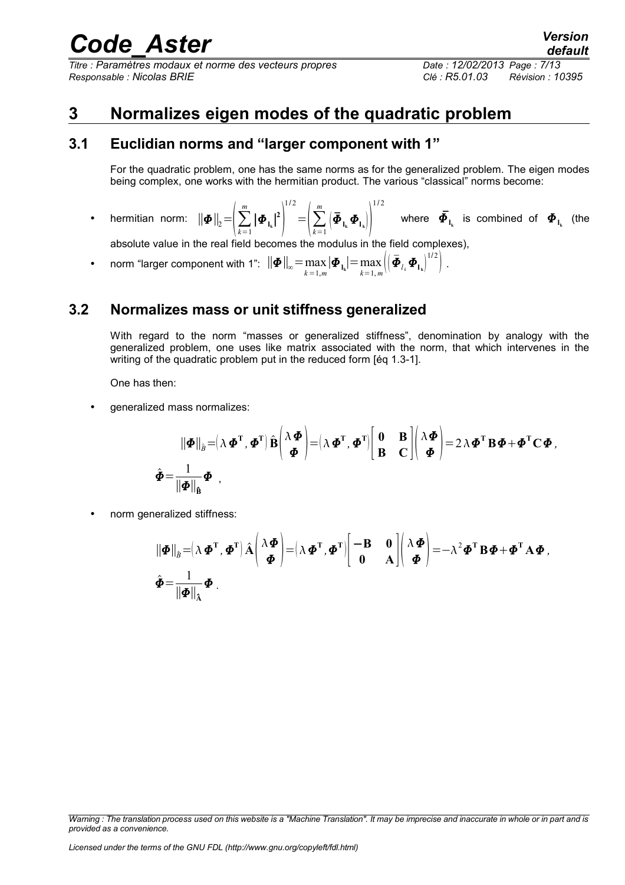# 3 Normalizes eigen modes of the quadratic problem

## 3.1 Euclidian norms and "larger component with 1"

For the quadratic problem, one has the same norms as for the generalized problem. The eigen modes being complex, one works with the hermitian product. The various "classical" norms become:

- hermitian norm: $\|\boldsymbol{\Phi}\|_2 = \left( \sum_{k=1}^{m} |\boldsymbol{\Phi}_{\mathbf{l_k}}|^2 \right)^{1/2} = \left( \sum_{k=1}^{m} \left( \bar{\boldsymbol{\Phi}}_{\mathbf{l_k}} \boldsymbol{\Phi}_{\mathbf{l_k}} \right) \right)^{1/2}$ where $\bar{\boldsymbol{\Phi}}_{\mathbf{l_k}}$ is combined of $\boldsymbol{\Phi}_{\mathbf{l_k}}$ (the absolute value in the real field becomes the modulus in the field complexes),
- norm "larger component with 1": $\|\boldsymbol{\Phi}\|_\infty = \max_{k=1,m} |\boldsymbol{\Phi}_{\mathbf{l_k}}| = \max_{k=1,m} \left( \left( \bar{\boldsymbol{\Phi}}_{l_k} \boldsymbol{\Phi}_{\mathbf{l_k}} \right)^{1/2} \right)$.

## 3.2 Normalizes mass or unit stiffness generalized

With regard to the norm "masses or generalized stiffness", denomination by analogy with the generalized problem, one uses like matrix associated with the norm, that which intervenes in the writing of the quadratic problem put in the reduced form [éq 1.3-1].

One has then:

- generalized mass normalizes:

$$\|\boldsymbol{\Phi}\|_{\hat{B}} = \left( \lambda \boldsymbol{\Phi}^{\mathbf{T}}, \boldsymbol{\Phi}^{\mathbf{T}} \right) \hat{\mathbf{B}} \begin{pmatrix} \lambda \boldsymbol{\Phi} \\ \boldsymbol{\Phi} \end{pmatrix} = \left( \lambda \boldsymbol{\Phi}^{\mathbf{T}}, \boldsymbol{\Phi}^{\mathbf{T}} \right) \begin{bmatrix} \mathbf{0} & \mathbf{B} \\ \mathbf{B} & \mathbf{C} \end{bmatrix} \begin{pmatrix} \lambda \boldsymbol{\Phi} \\ \boldsymbol{\Phi} \end{pmatrix} = 2 \lambda \boldsymbol{\Phi}^{\mathbf{T}} \mathbf{B} \boldsymbol{\Phi} + \boldsymbol{\Phi}^{\mathbf{T}} \mathbf{C} \boldsymbol{\Phi},$$

$$\hat{\boldsymbol{\Phi}} = \frac{1}{\|\boldsymbol{\Phi}\|_{\hat{\mathbf{B}}}} \boldsymbol{\Phi},$$

- norm generalized stiffness:

$$\|\boldsymbol{\Phi}\|_{\hat{B}} = \left( \lambda \boldsymbol{\Phi}^{\mathbf{T}}, \boldsymbol{\Phi}^{\mathbf{T}} \right) \hat{\mathbf{A}} \begin{pmatrix} \lambda \boldsymbol{\Phi} \\ \boldsymbol{\Phi} \end{pmatrix} = \left( \lambda \boldsymbol{\Phi}^{\mathbf{T}}, \boldsymbol{\Phi}^{\mathbf{T}} \right) \begin{bmatrix} -\mathbf{B} & \mathbf{0} \\ \mathbf{0} & \mathbf{A} \end{bmatrix} \begin{pmatrix} \lambda \boldsymbol{\Phi} \\ \boldsymbol{\Phi} \end{pmatrix} = -\lambda^2 \boldsymbol{\Phi}^{\mathbf{T}} \mathbf{B} \boldsymbol{\Phi} + \boldsymbol{\Phi}^{\mathbf{T}} \mathbf{A} \boldsymbol{\Phi},$$

$$\hat{\boldsymbol{\Phi}} = \frac{1}{\|\boldsymbol{\Phi}\|_{\hat{\mathbf{A}}}} \boldsymbol{\Phi}.$$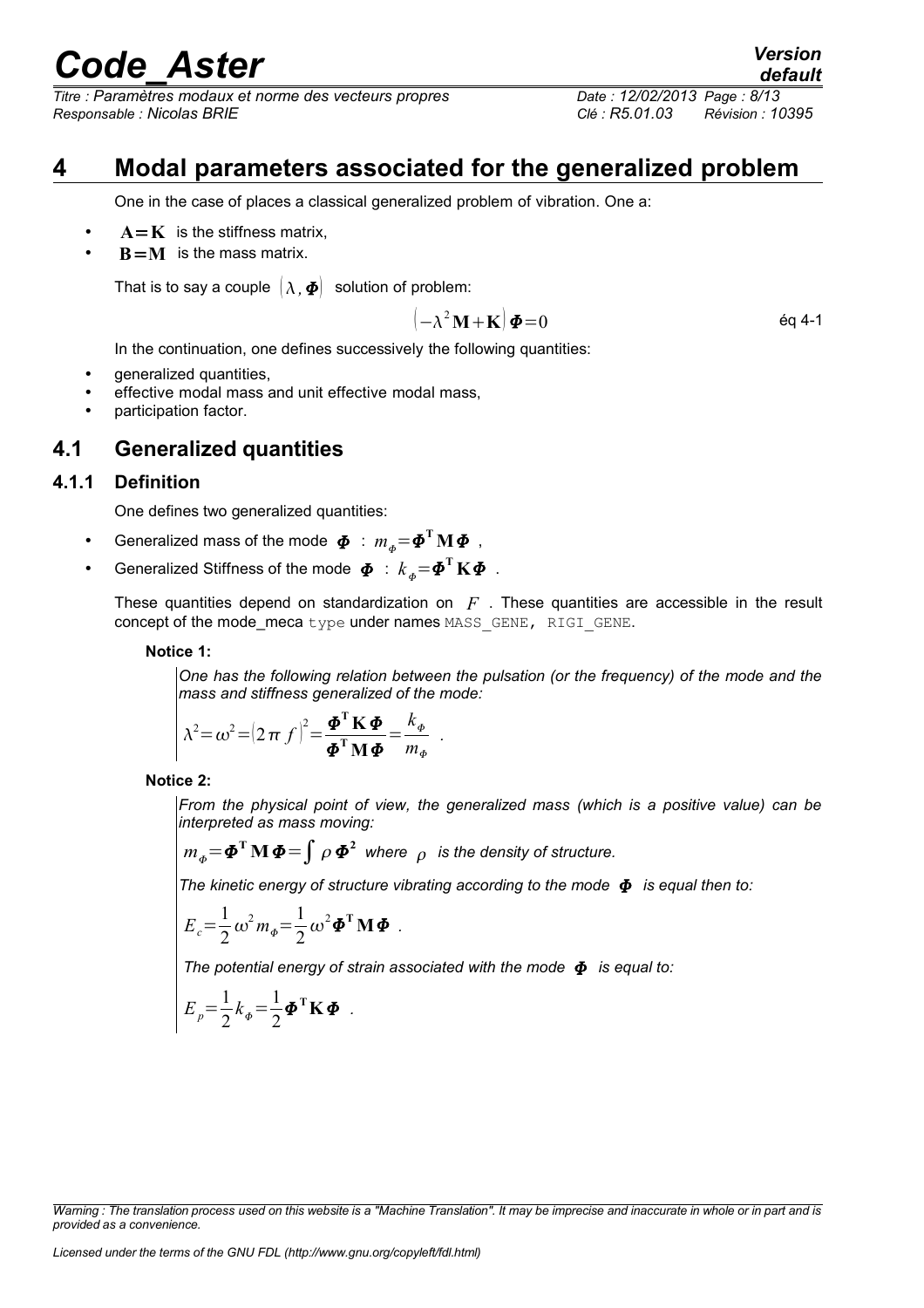# 4 Modal parameters associated for the generalized problem

One in the case of places a classical generalized problem of vibration. One a:

- $\mathbf{A}=\mathbf{K}$ is the stiffness matrix,
- $\mathbf{B}=\mathbf{M}$ is the mass matrix.

That is to say a couple $(\lambda, \boldsymbol{\Phi})$ solution of problem:

$$\left(-\lambda^2 \mathbf{M}+\mathbf{K}\right) \boldsymbol{\Phi}=0 \qquad \text{éq 4-1}$$

In the continuation, one defines successively the following quantities:

- generalized quantities,
- effective modal mass and unit effective modal mass,
- participation factor.

## 4.1 Generalized quantities

### 4.1.1 Definition

One defines two generalized quantities:

- Generalized mass of the mode $\boldsymbol{\Phi}$ : $m_{\Phi}=\boldsymbol{\Phi}^{\mathbf{T}} \mathbf{M} \boldsymbol{\Phi}$ ,
- Generalized Stiffness of the mode $\boldsymbol{\Phi}$ : $k_{\Phi}=\boldsymbol{\Phi}^{\mathbf{T}} \mathbf{K} \boldsymbol{\Phi}$ .

These quantities depend on standardization on $F$ . These quantities are accessible in the result concept of the mode_meca type under names MASS_GENE, RIGI_GENE.

**Notice 1:**

*One has the following relation between the pulsation (or the frequency) of the mode and the mass and stiffness generalized of the mode:*

$$\lambda^2=\omega^2=(2 \pi f)^2=\frac{\boldsymbol{\Phi}^{\mathbf{T}} \mathbf{K} \boldsymbol{\Phi}}{\boldsymbol{\Phi}^{\mathbf{T}} \mathbf{M} \boldsymbol{\Phi}}=\frac{k_{\Phi}}{m_{\Phi}} .$$

**Notice 2:**

*From the physical point of view, the generalized mass (which is a positive value) can be interpreted as mass moving:*

$m_{\Phi}=\boldsymbol{\Phi}^{\mathbf{T}} \mathbf{M} \boldsymbol{\Phi}=\int \rho \boldsymbol{\Phi}^{\mathbf{2}}$ *where* $\rho$ *is the density of structure.*

*The kinetic energy of structure vibrating according to the mode* $\boldsymbol{\Phi}$ *is equal then to:*

$$E_c=\frac{1}{2} \omega^2 m_{\Phi}=\frac{1}{2} \omega^2 \boldsymbol{\Phi}^{\mathbf{T}} \mathbf{M} \boldsymbol{\Phi} .$$

*The potential energy of strain associated with the mode* $\boldsymbol{\Phi}$ *is equal to:*

$$E_p=\frac{1}{2} k_{\Phi}=\frac{1}{2} \boldsymbol{\Phi}^{\mathbf{T}} \mathbf{K} \boldsymbol{\Phi} .$$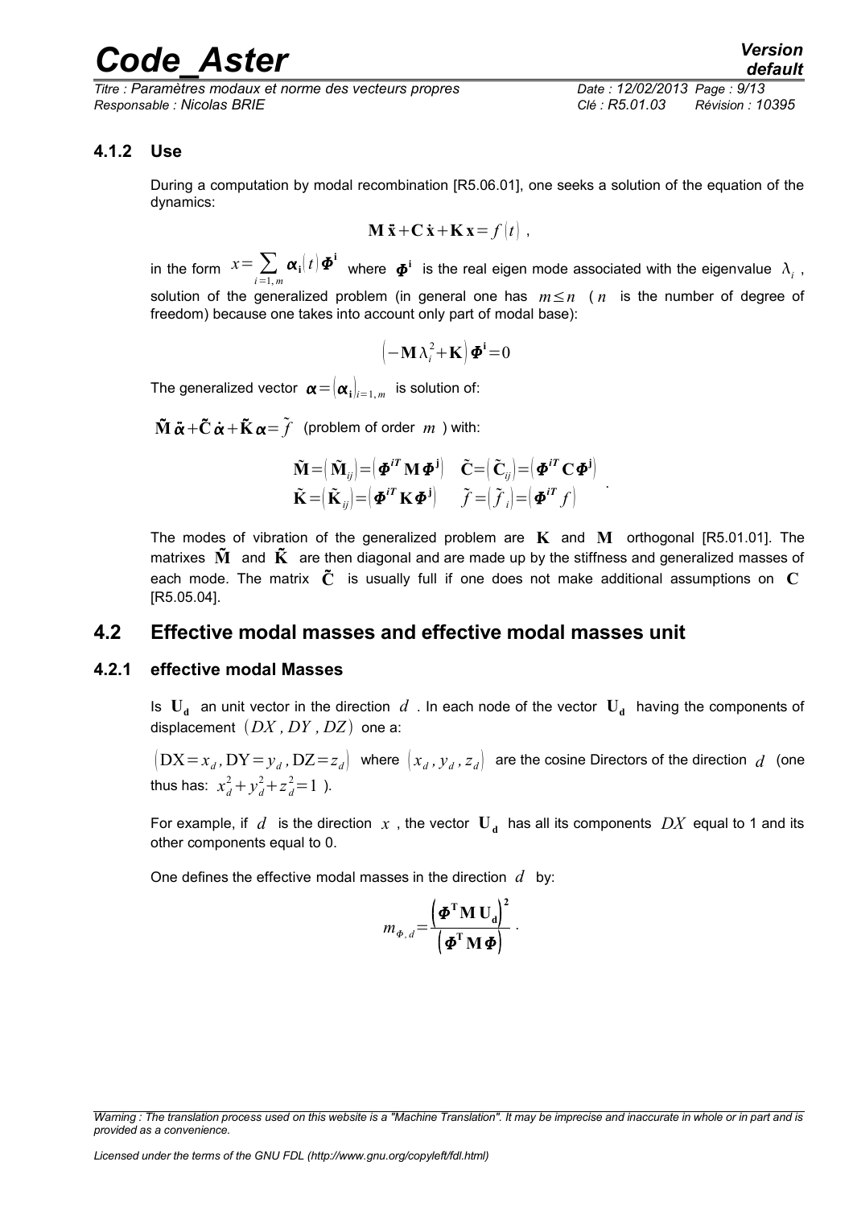### 4.1.2 Use

During a computation by modal recombination [R5.06.01], one seeks a solution of the equation of the dynamics:

$$\mathbf{M}\,\ddot{\mathbf{x}}+\mathbf{C}\,\dot{\mathbf{x}}+\mathbf{K}\,\mathbf{x}=f(t)\ ,$$

in the form $x=\sum_{i=1,m}\boldsymbol{\alpha}_{\mathbf{i}}(t)\boldsymbol{\Phi}^{\mathbf{i}}$ where $\boldsymbol{\Phi}^{\mathbf{i}}$ is the real eigen mode associated with the eigenvalue $\lambda_i$ , solution of the generalized problem (in general one has $m\leq n$ ( $n$ is the number of degree of freedom) because one takes into account only part of modal base):

$$\left(-\mathbf{M}\,\lambda_i^2+\mathbf{K}\right)\boldsymbol{\Phi}^{\mathbf{i}}=0$$

The generalized vector $\boldsymbol{\alpha}=\left(\boldsymbol{\alpha}_{\mathbf{i}}\right)_{i=1,m}$ is solution of:

$\tilde{\mathbf{M}}\,\ddot{\boldsymbol{\alpha}}+\tilde{\mathbf{C}}\,\dot{\boldsymbol{\alpha}}+\tilde{\mathbf{K}}\,\boldsymbol{\alpha}=\tilde{f}$ (problem of order $m$ ) with:

$$\begin{aligned}\tilde{\mathbf{M}}&=\left(\tilde{\mathbf{M}}_{ij}\right)=\left(\boldsymbol{\Phi}^{iT}\,\mathbf{M}\,\boldsymbol{\Phi}^{\mathbf{j}}\right) & \tilde{\mathbf{C}}&=\left(\tilde{\mathbf{C}}_{ij}\right)=\left(\boldsymbol{\Phi}^{iT}\,\mathbf{C}\,\boldsymbol{\Phi}^{\mathbf{j}}\right)\\ \tilde{\mathbf{K}}&=\left(\tilde{\mathbf{K}}_{ij}\right)=\left(\boldsymbol{\Phi}^{iT}\,\mathbf{K}\,\boldsymbol{\Phi}^{\mathbf{j}}\right) & \tilde{f}&=\left(\tilde{f}_i\right)=\left(\boldsymbol{\Phi}^{iT}\,f\right)\end{aligned}\ .$$

The modes of vibration of the generalized problem are $\mathbf{K}$ and $\mathbf{M}$ orthogonal [R5.01.01]. The matrixes $\tilde{\mathbf{M}}$ and $\tilde{\mathbf{K}}$ are then diagonal and are made up by the stiffness and generalized masses of each mode. The matrix $\tilde{\mathbf{C}}$ is usually full if one does not make additional assumptions on $\mathbf{C}$ [R5.05.04].

## 4.2 Effective modal masses and effective modal masses unit

### 4.2.1 effective modal Masses

Is $\mathbf{U_d}$ an unit vector in the direction $d$ . In each node of the vector $\mathbf{U_d}$ having the components of displacement $(DX\ , DY\ , DZ)$ one a:

$\left(\mathrm{DX}=x_d\,,\mathrm{DY}=y_d\,,\mathrm{DZ}=z_d\right)$ where $\left(x_d\,,y_d\,,z_d\right)$ are the cosine Directors of the direction $d$ (one thus has: $x_d^2+y_d^2+z_d^2=1$ ).

For example, if $d$ is the direction $x$ , the vector $\mathbf{U_d}$ has all its components $DX$ equal to 1 and its other components equal to 0.

One defines the effective modal masses in the direction $d$ by:

$$m_{\Phi,d}=\frac{\left(\boldsymbol{\Phi}^{\mathbf{T}}\,\mathbf{M}\,\mathbf{U_d}\right)^{\mathbf{2}}}{\left(\boldsymbol{\Phi}^{\mathbf{T}}\,\mathbf{M}\,\boldsymbol{\Phi}\right)}\ .$$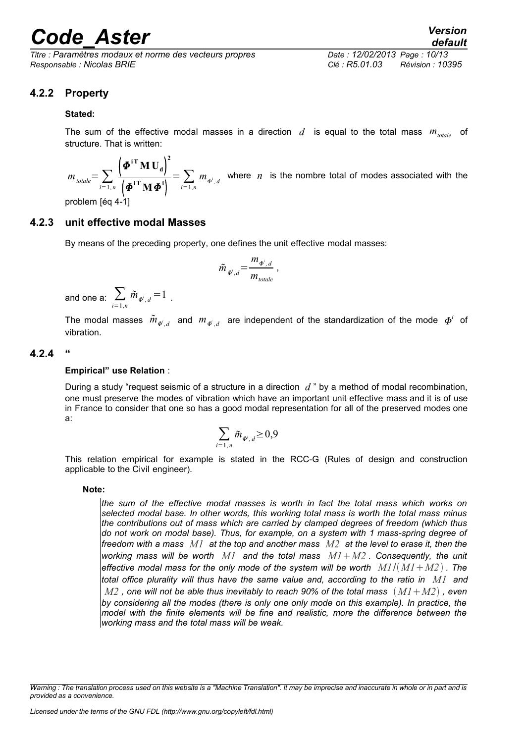### 4.2.2 Property

**Stated:**

The sum of the effective modal masses in a direction $d$ is equal to the total mass $m_{totale}$ of structure. That is written:

$$m_{totale}=\sum_{i=1,n}\frac{\left(\boldsymbol{\Phi}^{\mathbf{i}\,\mathbf{T}}\,\mathbf{M}\,\mathbf{U_d}\right)^{\mathbf{2}}}{\left(\boldsymbol{\Phi}^{\mathbf{i}\,\mathbf{T}}\,\mathbf{M}\,\boldsymbol{\Phi}^{\mathbf{i}}\right)}=\sum_{i=1,n}m_{\Phi^i,d}$$

where $n$ is the nombre total of modes associated with the problem [éq 4-1]

### 4.2.3 unit effective modal Masses

By means of the preceding property, one defines the unit effective modal masses:

$$\tilde{m}_{\Phi^i,d}=\frac{m_{\Phi^i,d}}{m_{totale}}\ ,$$

and one a: $\sum_{i=1,n}\tilde{m}_{\Phi^i,d}=1$ .

The modal masses $\tilde{m}_{\Phi^i,d}$ and $m_{\Phi^i,d}$ are independent of the standardization of the mode $\Phi^i$ of vibration.

### 4.2.4 "

**Empirical" use Relation** :

During a study "request seismic of a structure in a direction $d$" by a method of modal recombination, one must preserve the modes of vibration which have an important unit effective mass and it is of use in France to consider that one so has a good modal representation for all of the preserved modes one a:

$$\sum_{i=1,n}\tilde{m}_{\Phi^i,d}\geq 0{,}9$$

This relation empirical for example is stated in the RCC-G (Rules of design and construction applicable to the Civil engineer).

**Note:**

*the sum of the effective modal masses is worth in fact the total mass which works on selected modal base. In other words, this working total mass is worth the total mass minus the contributions out of mass which are carried by clamped degrees of freedom (which thus do not work on modal base). Thus, for example, on a system with 1 mass-spring degree of freedom with a mass $M1$ at the top and another mass $M2$ at the level to erase it, then the working mass will be worth $M1$ and the total mass $M1+M2$. Consequently, the unit effective modal mass for the only mode of the system will be worth $M1/(M1+M2)$. The total office plurality will thus have the same value and, according to the ratio in $M1$ and $M2$, one will not be able thus inevitably to reach 90% of the total mass $(M1+M2)$, even by considering all the modes (there is only one only mode on this example). In practice, the model with the finite elements will be fine and realistic, more the difference between the working mass and the total mass will be weak.*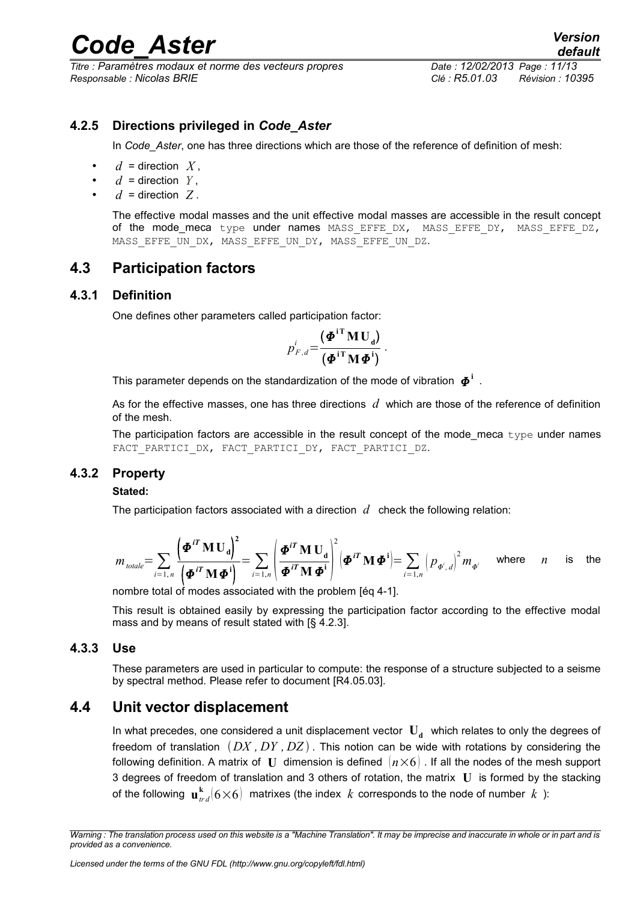### 4.2.5 Directions privileged in *Code_Aster*

In *Code_Aster*, one has three directions which are those of the reference of definition of mesh:

- $d$ = direction $X$,
- $d$ = direction $Y$,
- $d$ = direction $Z$.

The effective modal masses and the unit effective modal masses are accessible in the result concept of the mode_meca type under names MASS_EFFE_DX, MASS_EFFE_DY, MASS_EFFE_DZ, MASS_EFFE_UN_DX, MASS_EFFE_UN_DY, MASS_EFFE_UN_DZ.

## 4.3 Participation factors

### 4.3.1 Definition

One defines other parameters called participation factor:

$$p_{F,d}^{i}=\frac{\left(\boldsymbol{\Phi}^{\mathbf{i}\mathbf{T}}\mathbf{M}\mathbf{U}_{\mathbf{d}}\right)}{\left(\boldsymbol{\Phi}^{\mathbf{i}\mathbf{T}}\mathbf{M}\boldsymbol{\Phi}^{\mathbf{i}}\right)}.$$

This parameter depends on the standardization of the mode of vibration $\boldsymbol{\Phi}^{\mathbf{i}}$.

As for the effective masses, one has three directions $d$ which are those of the reference of definition of the mesh.

The participation factors are accessible in the result concept of the mode_meca type under names FACT_PARTICI_DX, FACT_PARTICI_DY, FACT_PARTICI_DZ.

### 4.3.2 Property

**Stated:**

The participation factors associated with a direction $d$ check the following relation:

$$m_{totale}=\sum_{i=1,n}\frac{\left(\boldsymbol{\Phi}^{iT}\mathbf{M}\mathbf{U}_{\mathbf{d}}\right)^{2}}{\left(\boldsymbol{\Phi}^{iT}\mathbf{M}\boldsymbol{\Phi}^{\mathbf{i}}\right)}=\sum_{i=1,n}\left(\frac{\boldsymbol{\Phi}^{iT}\mathbf{M}\mathbf{U}_{\mathbf{d}}}{\boldsymbol{\Phi}^{iT}\mathbf{M}\boldsymbol{\Phi}^{\mathbf{i}}}\right)^{2}\left(\boldsymbol{\Phi}^{iT}\mathbf{M}\boldsymbol{\Phi}^{\mathbf{i}}\right)=\sum_{i=1,n}\left(p_{\Phi^{i},d}\right)^{2}m_{\Phi^{i}}$$

where $n$ is the nombre total of modes associated with the problem [éq 4-1].

This result is obtained easily by expressing the participation factor according to the effective modal mass and by means of result stated with [§ 4.2.3].

### 4.3.3 Use

These parameters are used in particular to compute: the response of a structure subjected to a seisme by spectral method. Please refer to document [R4.05.03].

## 4.4 Unit vector displacement

In what precedes, one considered a unit displacement vector $\mathbf{U}_{\mathbf{d}}$ which relates to only the degrees of freedom of translation $(DX, DY, DZ)$. This notion can be wide with rotations by considering the following definition. A matrix of $\mathbf{U}$ dimension is defined $(n\times 6)$. If all the nodes of the mesh support 3 degrees of freedom of translation and 3 others of rotation, the matrix $\mathbf{U}$ is formed by the stacking of the following $\mathbf{u}_{tr\,d}^{\mathbf{k}}(6\times 6)$ matrixes (the index $k$ corresponds to the node of number $k$):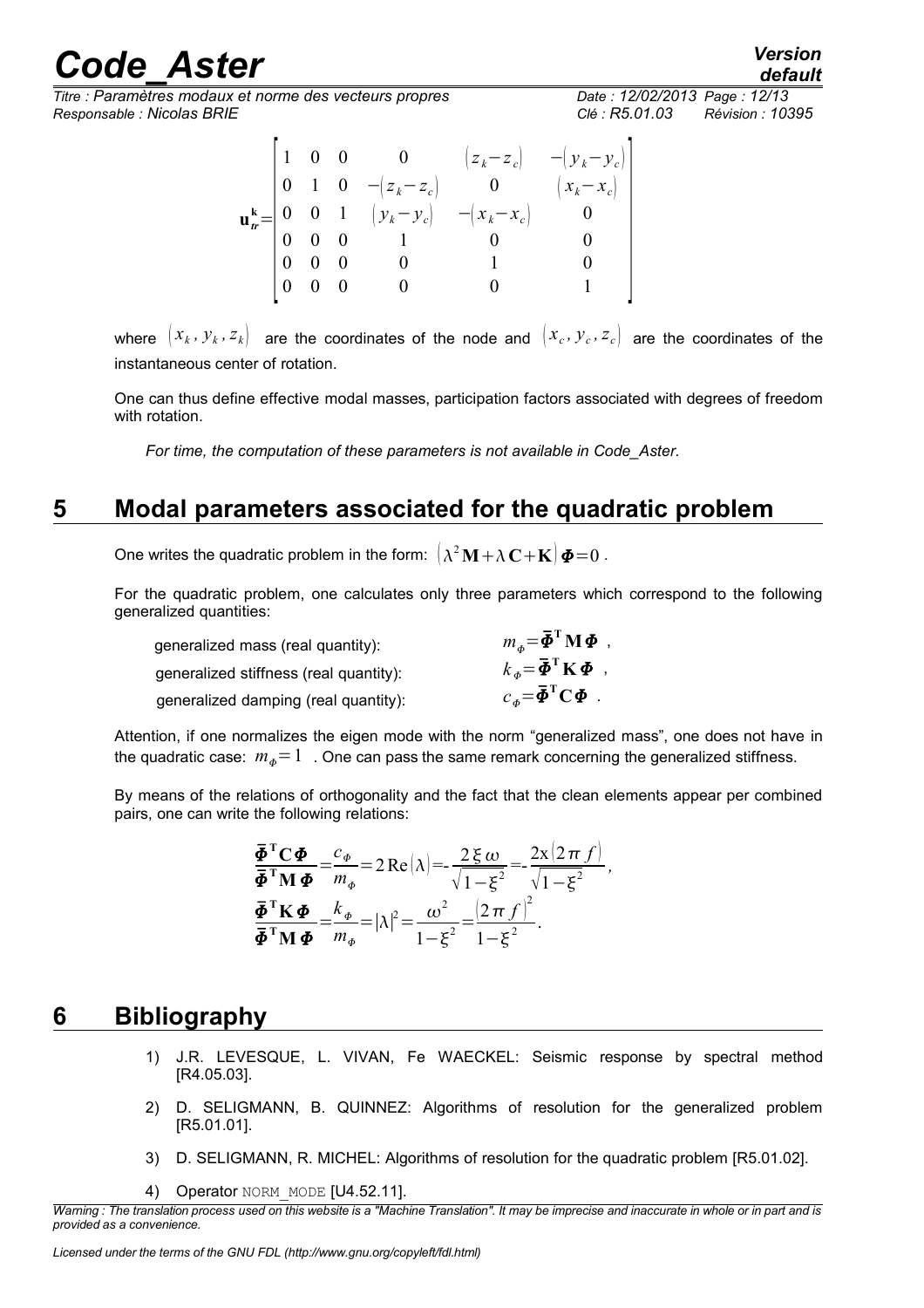$$\mathbf{u}_{tr}^{\mathbf{k}}=\begin{bmatrix} 1 & 0 & 0 & 0 & (z_k-z_c) & -(y_k-y_c) \\ 0 & 1 & 0 & -(z_k-z_c) & 0 & (x_k-x_c) \\ 0 & 0 & 1 & (y_k-y_c) & -(x_k-x_c) & 0 \\ 0 & 0 & 0 & 1 & 0 & 0 \\ 0 & 0 & 0 & 0 & 1 & 0 \\ 0 & 0 & 0 & 0 & 0 & 1 \end{bmatrix}$$

where $(x_k, y_k, z_k)$ are the coordinates of the node and $(x_c, y_c, z_c)$ are the coordinates of the instantaneous center of rotation.

One can thus define effective modal masses, participation factors associated with degrees of freedom with rotation.

*For time, the computation of these parameters is not available in Code_Aster.*

# 5 Modal parameters associated for the quadratic problem

One writes the quadratic problem in the form: $(\lambda^2\mathbf{M}+\lambda\mathbf{C}+\mathbf{K})\boldsymbol{\Phi}=0$.

For the quadratic problem, one calculates only three parameters which correspond to the following generalized quantities:

generalized mass (real quantity): $m_\Phi=\bar{\boldsymbol{\Phi}}^{\mathbf{T}}\mathbf{M}\boldsymbol{\Phi}$ ,

generalized stiffness (real quantity): $k_\Phi=\bar{\boldsymbol{\Phi}}^{\mathbf{T}}\mathbf{K}\boldsymbol{\Phi}$ ,

generalized damping (real quantity): $c_\Phi=\bar{\boldsymbol{\Phi}}^{\mathbf{T}}\mathbf{C}\boldsymbol{\Phi}$ .

Attention, if one normalizes the eigen mode with the norm "generalized mass", one does not have in the quadratic case: $m_\Phi=1$ . One can pass the same remark concerning the generalized stiffness.

By means of the relations of orthogonality and the fact that the clean elements appear per combined pairs, one can write the following relations:

$$\frac{\bar{\boldsymbol{\Phi}}^{\mathbf{T}}\mathbf{C}\boldsymbol{\Phi}}{\bar{\boldsymbol{\Phi}}^{\mathbf{T}}\mathbf{M}\boldsymbol{\Phi}}=\frac{c_\Phi}{m_\Phi}=2\,\mathrm{Re}(\lambda)=-\frac{2\,\xi\,\omega}{\sqrt{1-\xi^2}}=-\frac{2\mathrm{x}(2\pi f)}{\sqrt{1-\xi^2}},$$

$$\frac{\bar{\boldsymbol{\Phi}}^{\mathbf{T}}\mathbf{K}\boldsymbol{\Phi}}{\bar{\boldsymbol{\Phi}}^{\mathbf{T}}\mathbf{M}\boldsymbol{\Phi}}=\frac{k_\Phi}{m_\Phi}=|\lambda|^2=\frac{\omega^2}{1-\xi^2}=\frac{(2\pi f)^2}{1-\xi^2}.$$

# 6 Bibliography

1) J.R. LEVESQUE, L. VIVAN, Fe WAECKEL: Seismic response by spectral method [R4.05.03].
2) D. SELIGMANN, B. QUINNEZ: Algorithms of resolution for the generalized problem [R5.01.01].
3) D. SELIGMANN, R. MICHEL: Algorithms of resolution for the quadratic problem [R5.01.02].
4) Operator NORM_MODE [U4.52.11].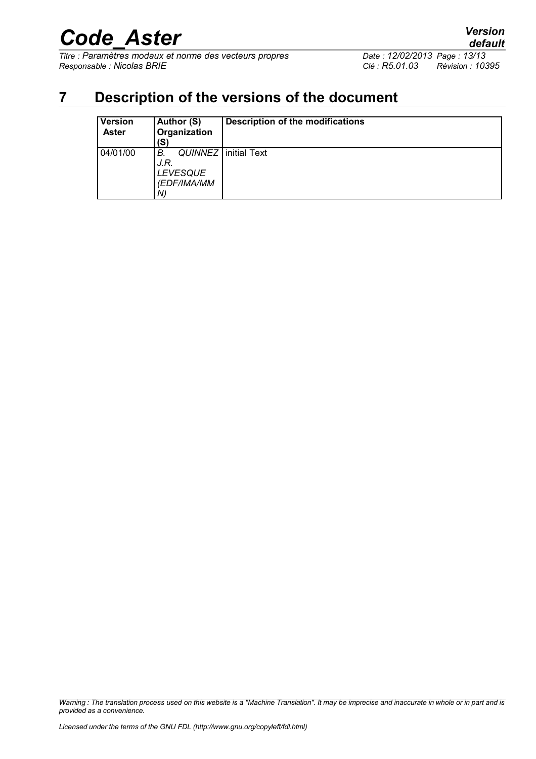# 7 Description of the versions of the document

| Version Aster | Author (S) Organization (S) | Description of the modifications |
|---|---|---|
| 04/01/00 | *B. QUINNEZ J.R. LEVESQUE (EDF/IMA/MMN)* | initial Text |

*Warning : The translation process used on this website is a "Machine Translation". It may be imprecise and inaccurate in whole or in part and is provided as a convenience.*

*Licensed under the terms of the GNU FDL (http://www.gnu.org/copyleft/fdl.html)*